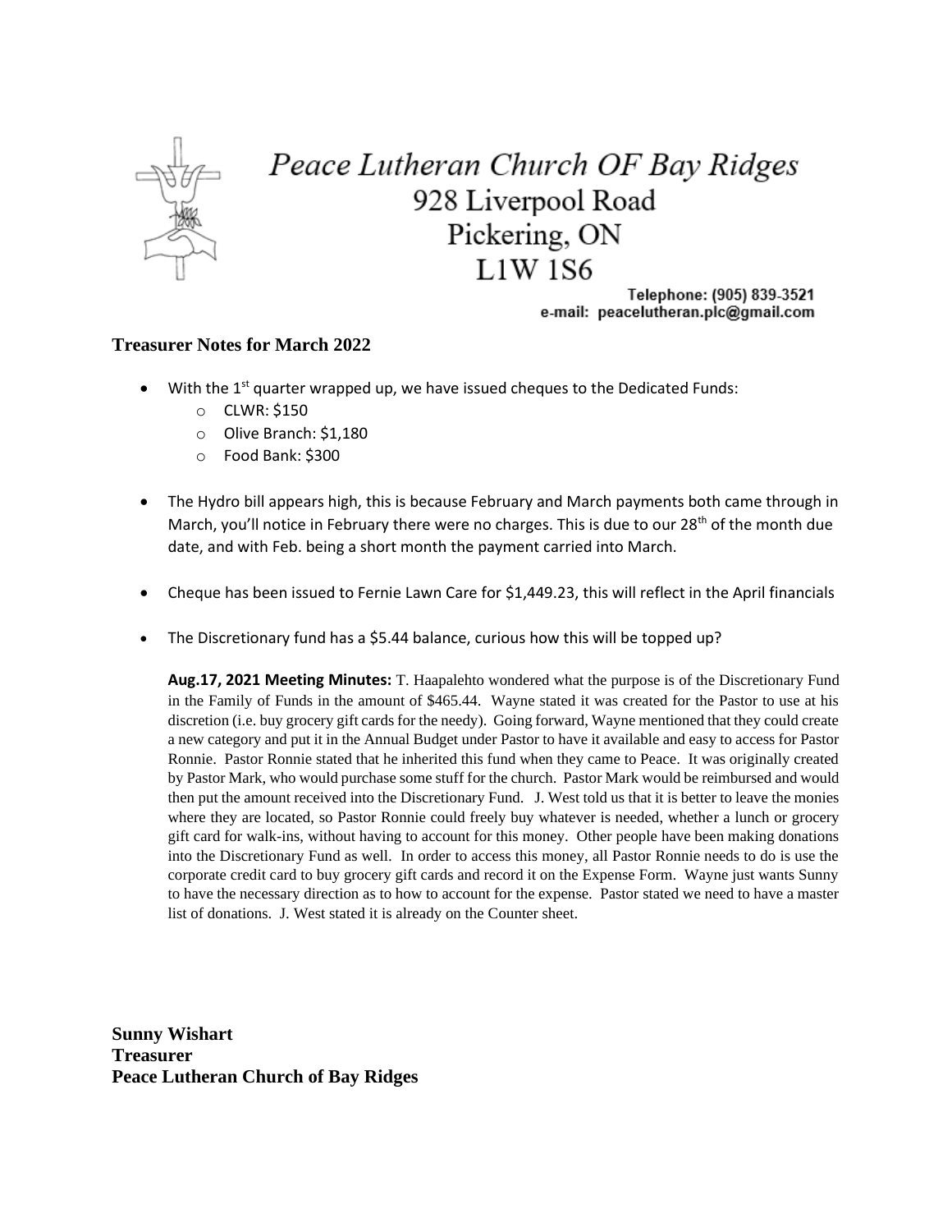# Peace Lutheran Church OF Bay Ridges

928 Liverpool Road
Pickering, ON
L1W 1S6

Telephone: (905) 839-3521
e-mail: peacelutheran.plc@gmail.com

## Treasurer Notes for March 2022

- With the 1st quarter wrapped up, we have issued cheques to the Dedicated Funds:
  - CLWR: $150
  - Olive Branch: $1,180
  - Food Bank: $300
- The Hydro bill appears high, this is because February and March payments both came through in March, you'll notice in February there were no charges. This is due to our 28th of the month due date, and with Feb. being a short month the payment carried into March.
- Cheque has been issued to Fernie Lawn Care for $1,449.23, this will reflect in the April financials
- The Discretionary fund has a $5.44 balance, curious how this will be topped up?

  **Aug.17, 2021 Meeting Minutes:** T. Haapalehto wondered what the purpose is of the Discretionary Fund in the Family of Funds in the amount of $465.44. Wayne stated it was created for the Pastor to use at his discretion (i.e. buy grocery gift cards for the needy). Going forward, Wayne mentioned that they could create a new category and put it in the Annual Budget under Pastor to have it available and easy to access for Pastor Ronnie. Pastor Ronnie stated that he inherited this fund when they came to Peace. It was originally created by Pastor Mark, who would purchase some stuff for the church. Pastor Mark would be reimbursed and would then put the amount received into the Discretionary Fund. J. West told us that it is better to leave the monies where they are located, so Pastor Ronnie could freely buy whatever is needed, whether a lunch or grocery gift card for walk-ins, without having to account for this money. Other people have been making donations into the Discretionary Fund as well. In order to access this money, all Pastor Ronnie needs to do is use the corporate credit card to buy grocery gift cards and record it on the Expense Form. Wayne just wants Sunny to have the necessary direction as to how to account for the expense. Pastor stated we need to have a master list of donations. J. West stated it is already on the Counter sheet.

**Sunny Wishart**
**Treasurer**
**Peace Lutheran Church of Bay Ridges**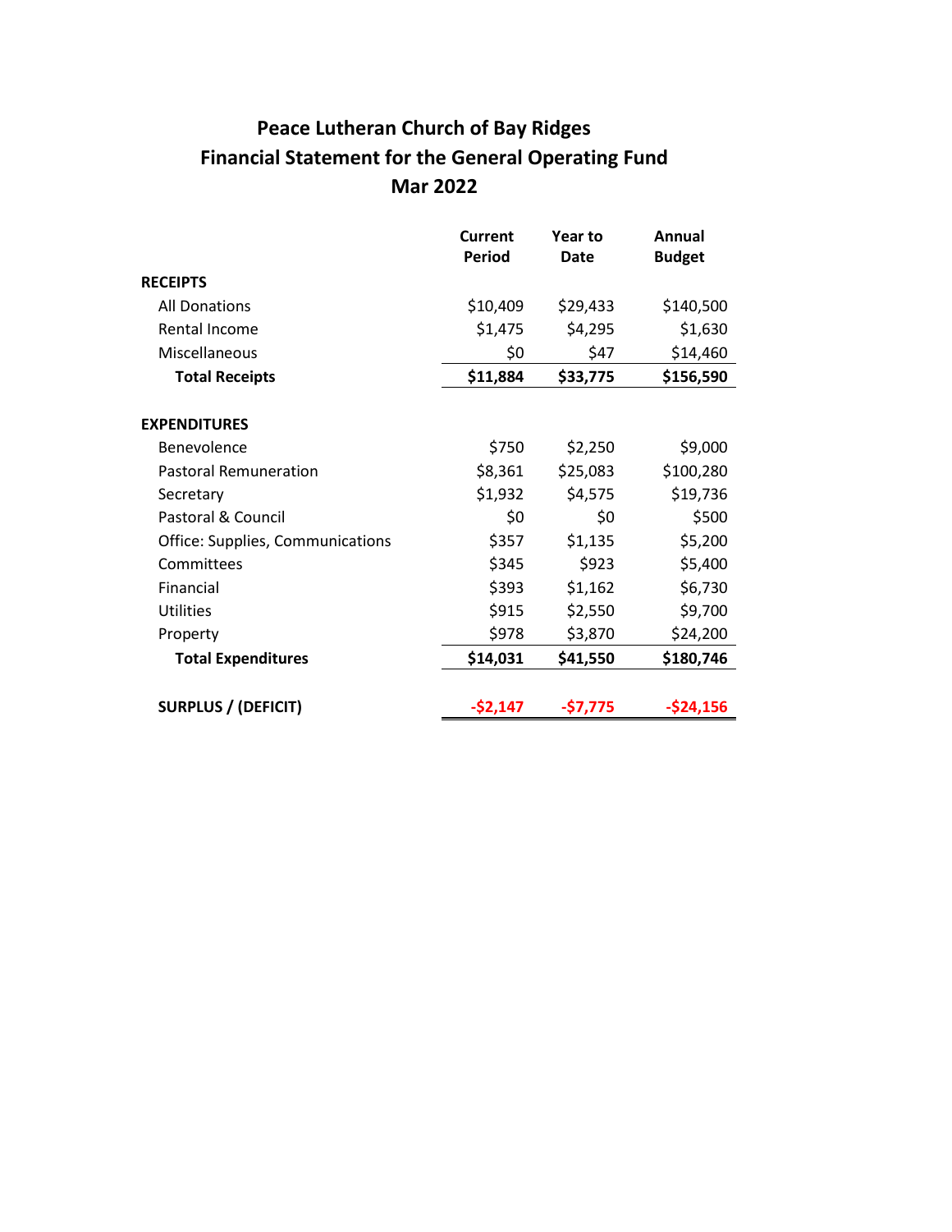# Peace Lutheran Church of Bay Ridges
## Financial Statement for the General Operating Fund
## Mar 2022

| | Current Period | Year to Date | Annual Budget |
|---|---|---|---|
| **RECEIPTS** | | | |
| All Donations | $10,409 | $29,433 | $140,500 |
| Rental Income | $1,475 | $4,295 | $1,630 |
| Miscellaneous | $0 | $47 | $14,460 |
| **Total Receipts** | **$11,884** | **$33,775** | **$156,590** |
| | | | |
| **EXPENDITURES** | | | |
| Benevolence | $750 | $2,250 | $9,000 |
| Pastoral Remuneration | $8,361 | $25,083 | $100,280 |
| Secretary | $1,932 | $4,575 | $19,736 |
| Pastoral & Council | $0 | $0 | $500 |
| Office: Supplies, Communications | $357 | $1,135 | $5,200 |
| Committees | $345 | $923 | $5,400 |
| Financial | $393 | $1,162 | $6,730 |
| Utilities | $915 | $2,550 | $9,700 |
| Property | $978 | $3,870 | $24,200 |
| **Total Expenditures** | **$14,031** | **$41,550** | **$180,746** |
| | | | |
| **SURPLUS / (DEFICIT)** | **-$2,147** | **-$7,775** | **-$24,156** |